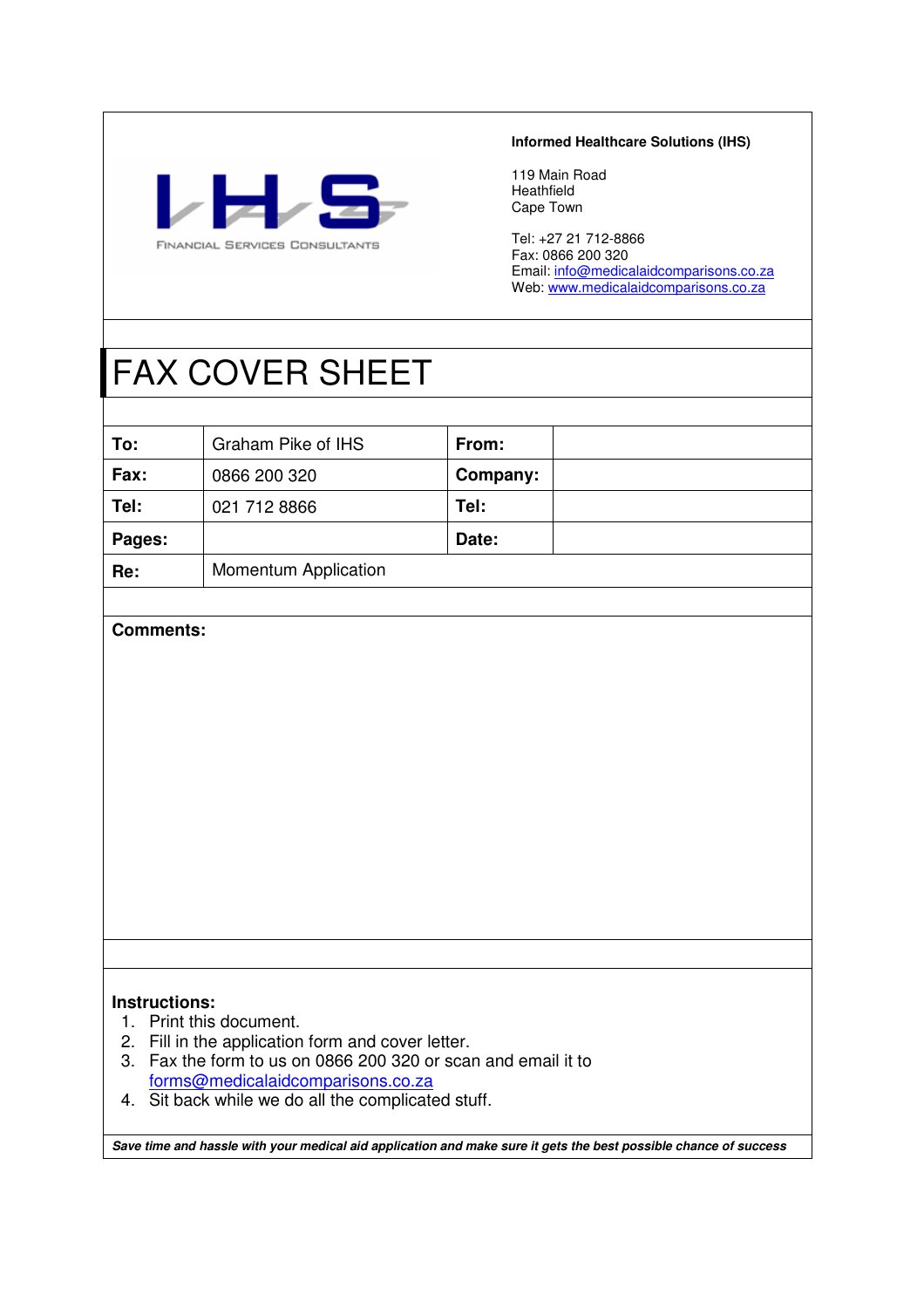IHS

FINANCIAL SERVICES CONSULTANTS

**Informed Healthcare Solutions (IHS)**

119 Main Road
Heathfield
Cape Town

Tel: +27 21 712-8866
Fax: 0866 200 320
Email: info@medicalaidcomparisons.co.za
Web: www.medicalaidcomparisons.co.za

# FAX COVER SHEET

| **To:** | Graham Pike of IHS | **From:** | |
|---|---|---|---|
| **Fax:** | 0866 200 320 | **Company:** | |
| **Tel:** | 021 712 8866 | **Tel:** | |
| **Pages:** | | **Date:** | |
| **Re:** | Momentum Application | | |

**Comments:**

**Instructions:**

1. Print this document.
2. Fill in the application form and cover letter.
3. Fax the form to us on 0866 200 320 or scan and email it to forms@medicalaidcomparisons.co.za
4. Sit back while we do all the complicated stuff.

***Save time and hassle with your medical aid application and make sure it gets the best possible chance of success***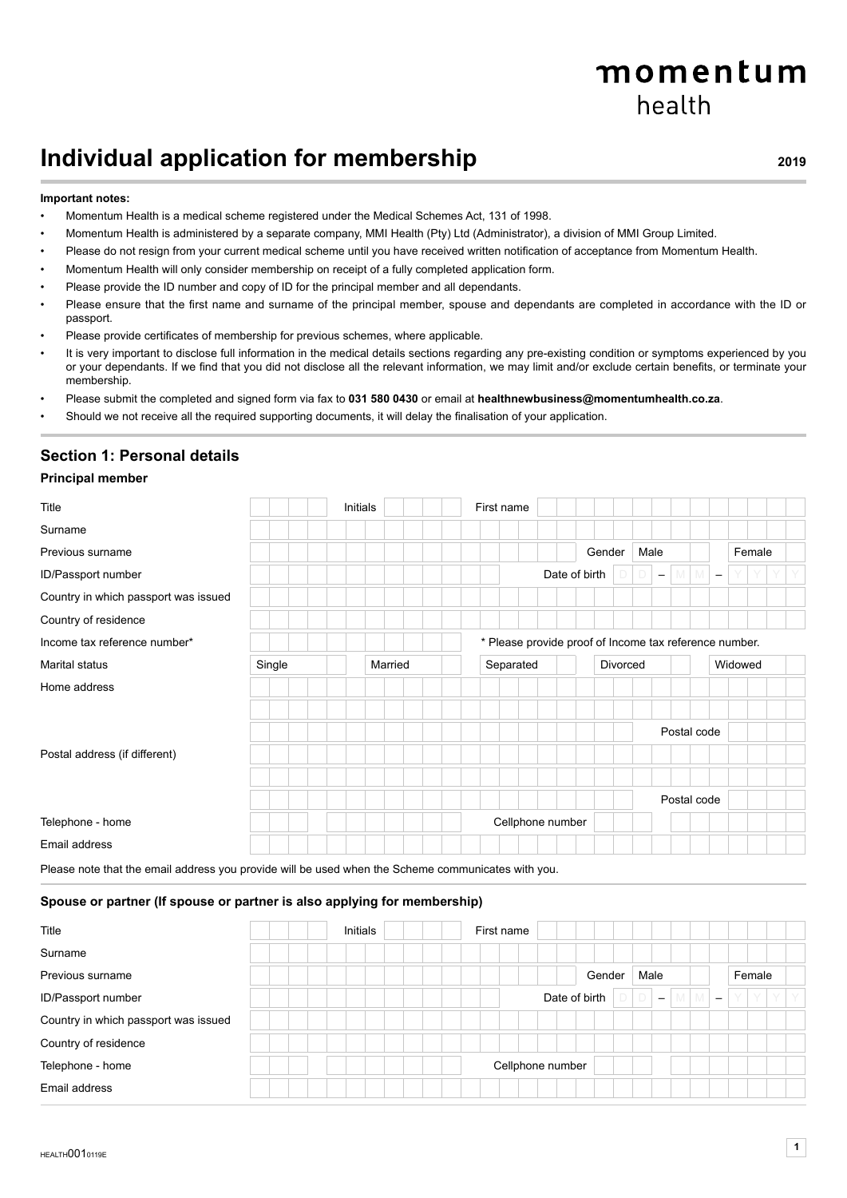momentum
health

# Individual application for membership

**2019**

**Important notes:**

- Momentum Health is a medical scheme registered under the Medical Schemes Act, 131 of 1998.
- Momentum Health is administered by a separate company, MMI Health (Pty) Ltd (Administrator), a division of MMI Group Limited.
- Please do not resign from your current medical scheme until you have received written notification of acceptance from Momentum Health.
- Momentum Health will only consider membership on receipt of a fully completed application form.
- Please provide the ID number and copy of ID for the principal member and all dependants.
- Please ensure that the first name and surname of the principal member, spouse and dependants are completed in accordance with the ID or passport.
- Please provide certificates of membership for previous schemes, where applicable.
- It is very important to disclose full information in the medical details sections regarding any pre-existing condition or symptoms experienced by you or your dependants. If we find that you did not disclose all the relevant information, we may limit and/or exclude certain benefits, or terminate your membership.
- Please submit the completed and signed form via fax to **031 580 0430** or email at **healthnewbusiness@momentumhealth.co.za**.
- Should we not receive all the required supporting documents, it will delay the finalisation of your application.

## Section 1: Personal details

### Principal member

| | | | | | | | | | |
|---|---|---|---|---|---|---|---|---|---|
| Title | | Initials | | First name | | | | | |
| Surname | | | | | | | | | |
| Previous surname | | | | | | Gender | Male | | Female |
| ID/Passport number | | | | | Date of birth | D D – M M – Y Y Y Y | | | |
| Country in which passport was issued | | | | | | | | | |
| Country of residence | | | | | | | | | |
| Income tax reference number* | | | * Please provide proof of Income tax reference number. | | | | | | |
| Marital status | Single | | Married | | Separated | | Divorced | | Widowed |
| Home address | | | | | | | | | |
| | | | | | | | | | |
| | | | | | | | Postal code | | |
| Postal address (if different) | | | | | | | | | |
| | | | | | | | | | |
| | | | | | | | Postal code | | |
| Telephone - home | | | | Cellphone number | | | | | |
| Email address | | | | | | | | | |

Please note that the email address you provide will be used when the Scheme communicates with you.

### Spouse or partner (If spouse or partner is also applying for membership)

| | | | | | | | | | |
|---|---|---|---|---|---|---|---|---|---|
| Title | | Initials | | First name | | | | | |
| Surname | | | | | | | | | |
| Previous surname | | | | | | Gender | Male | | Female |
| ID/Passport number | | | | | Date of birth | D D – M M – Y Y Y Y | | | |
| Country in which passport was issued | | | | | | | | | |
| Country of residence | | | | | | | | | |
| Telephone - home | | | | Cellphone number | | | | | |
| Email address | | | | | | | | | |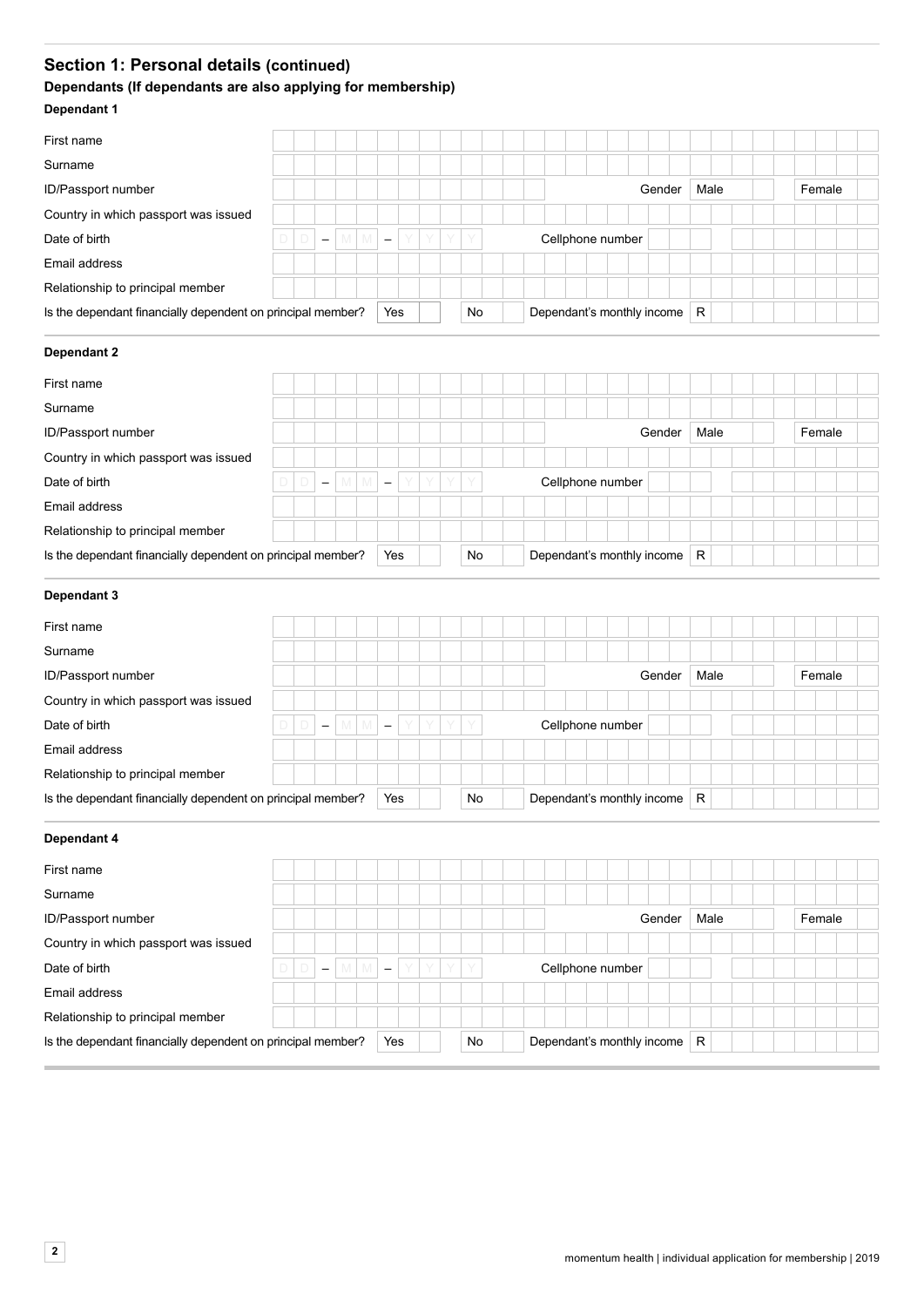## Section 1: Personal details (continued)

### Dependants (If dependants are also applying for membership)

**Dependant 1**

| | | | | | |
|---|---|---|---|---|---|
| First name | | | | | |
| Surname | | | | | |
| ID/Passport number | | Gender | Male | | Female |
| Country in which passport was issued | | | | | |
| Date of birth | D D – M M – Y Y Y Y | Cellphone number | | | |
| Email address | | | | | |
| Relationship to principal member | | | | | |
| Is the dependant financially dependent on principal member? | Yes / No | Dependant's monthly income | R | | |

**Dependant 2**

| | | | | | |
|---|---|---|---|---|---|
| First name | | | | | |
| Surname | | | | | |
| ID/Passport number | | Gender | Male | | Female |
| Country in which passport was issued | | | | | |
| Date of birth | D D – M M – Y Y Y Y | Cellphone number | | | |
| Email address | | | | | |
| Relationship to principal member | | | | | |
| Is the dependant financially dependent on principal member? | Yes / No | Dependant's monthly income | R | | |

**Dependant 3**

| | | | | | |
|---|---|---|---|---|---|
| First name | | | | | |
| Surname | | | | | |
| ID/Passport number | | Gender | Male | | Female |
| Country in which passport was issued | | | | | |
| Date of birth | D D – M M – Y Y Y Y | Cellphone number | | | |
| Email address | | | | | |
| Relationship to principal member | | | | | |
| Is the dependant financially dependent on principal member? | Yes / No | Dependant's monthly income | R | | |

**Dependant 4**

| | | | | | |
|---|---|---|---|---|---|
| First name | | | | | |
| Surname | | | | | |
| ID/Passport number | | Gender | Male | | Female |
| Country in which passport was issued | | | | | |
| Date of birth | D D – M M – Y Y Y Y | Cellphone number | | | |
| Email address | | | | | |
| Relationship to principal member | | | | | |
| Is the dependant financially dependent on principal member? | Yes / No | Dependant's monthly income | R | | |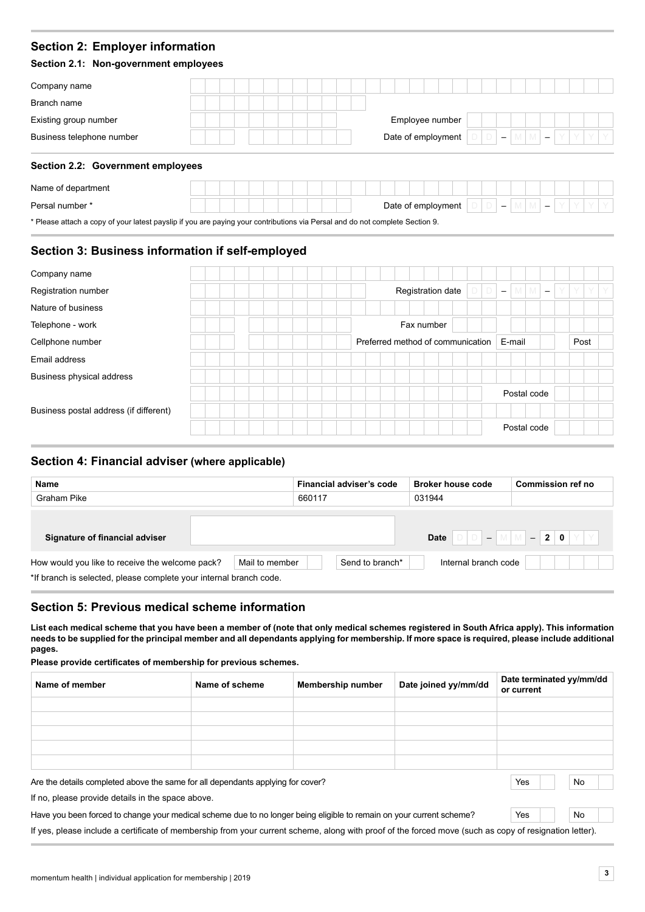## Section 2: Employer information

### Section 2.1: Non-government employees

| | |
|---|---|
| Company name | |
| Branch name | |
| Existing group number | Employee number |
| Business telephone number | Date of employment D D – M M – Y Y Y Y |

### Section 2.2: Government employees

| | |
|---|---|
| Name of department | |
| Persal number * | Date of employment D D – M M – Y Y Y Y |

\* Please attach a copy of your latest payslip if you are paying your contributions via Persal and do not complete Section 9.

## Section 3: Business information if self-employed

| | |
|---|---|
| Company name | |
| Registration number | Registration date D D – M M – Y Y Y Y |
| Nature of business | |
| Telephone - work | Fax number |
| Cellphone number | Preferred method of communication: E-mail / Post |
| Email address | |
| Business physical address | |
| | Postal code |
| Business postal address (if different) | |
| | Postal code |

## Section 4: Financial adviser (where applicable)

| Name | Financial adviser's code | Broker house code | Commission ref no |
|---|---|---|---|
| Graham Pike | 660117 | 031944 | |

**Signature of financial adviser** ________________ **Date** D D – M M – 2 0 Y Y

How would you like to receive the welcome pack? Mail to member / Send to branch* Internal branch code

*If branch is selected, please complete your internal branch code.

## Section 5: Previous medical scheme information

**List each medical scheme that you have been a member of (note that only medical schemes registered in South Africa apply). This information needs to be supplied for the principal member and all dependants applying for membership. If more space is required, please include additional pages.**

**Please provide certificates of membership for previous schemes.**

| Name of member | Name of scheme | Membership number | Date joined yy/mm/dd | Date terminated yy/mm/dd or current |
|---|---|---|---|---|
| | | | | |
| | | | | |
| | | | | |
| | | | | |
| | | | | |

Are the details completed above the same for all dependants applying for cover? Yes / No

If no, please provide details in the space above.

Have you been forced to change your medical scheme due to no longer being eligible to remain on your current scheme? Yes / No

If yes, please include a certificate of membership from your current scheme, along with proof of the forced move (such as copy of resignation letter).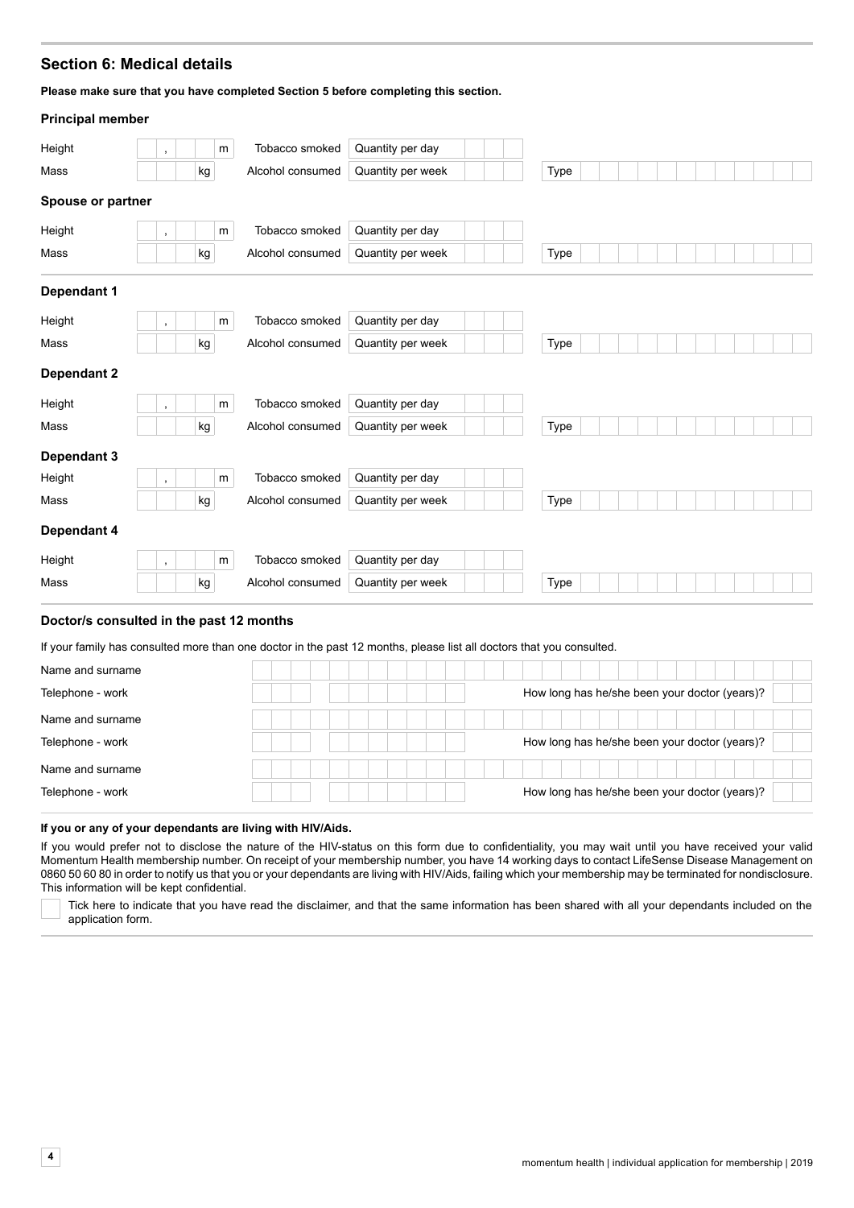## Section 6: Medical details

**Please make sure that you have completed Section 5 before completing this section.**

### Principal member

| | | | | | |
|---|---|---|---|---|---|
| Height | , m | Tobacco smoked | Quantity per day | | |
| Mass | kg | Alcohol consumed | Quantity per week | | Type |

### Spouse or partner

| | | | | | |
|---|---|---|---|---|---|
| Height | , m | Tobacco smoked | Quantity per day | | |
| Mass | kg | Alcohol consumed | Quantity per week | | Type |

### Dependant 1

| | | | | | |
|---|---|---|---|---|---|
| Height | , m | Tobacco smoked | Quantity per day | | |
| Mass | kg | Alcohol consumed | Quantity per week | | Type |

### Dependant 2

| | | | | | |
|---|---|---|---|---|---|
| Height | , m | Tobacco smoked | Quantity per day | | |
| Mass | kg | Alcohol consumed | Quantity per week | | Type |

### Dependant 3

| | | | | | |
|---|---|---|---|---|---|
| Height | , m | Tobacco smoked | Quantity per day | | |
| Mass | kg | Alcohol consumed | Quantity per week | | Type |

### Dependant 4

| | | | | | |
|---|---|---|---|---|---|
| Height | , m | Tobacco smoked | Quantity per day | | |
| Mass | kg | Alcohol consumed | Quantity per week | | Type |

### Doctor/s consulted in the past 12 months

If your family has consulted more than one doctor in the past 12 months, please list all doctors that you consulted.

| | | |
|---|---|---|
| Name and surname | | |
| Telephone - work | | How long has he/she been your doctor (years)? |
| Name and surname | | |
| Telephone - work | | How long has he/she been your doctor (years)? |
| Name and surname | | |
| Telephone - work | | How long has he/she been your doctor (years)? |

**If you or any of your dependants are living with HIV/Aids.**

If you would prefer not to disclose the nature of the HIV-status on this form due to confidentiality, you may wait until you have received your valid Momentum Health membership number. On receipt of your membership number, you have 14 working days to contact LifeSense Disease Management on 0860 50 60 80 in order to notify us that you or your dependants are living with HIV/Aids, failing which your membership may be terminated for nondisclosure. This information will be kept confidential.

☐ Tick here to indicate that you have read the disclaimer, and that the same information has been shared with all your dependants included on the application form.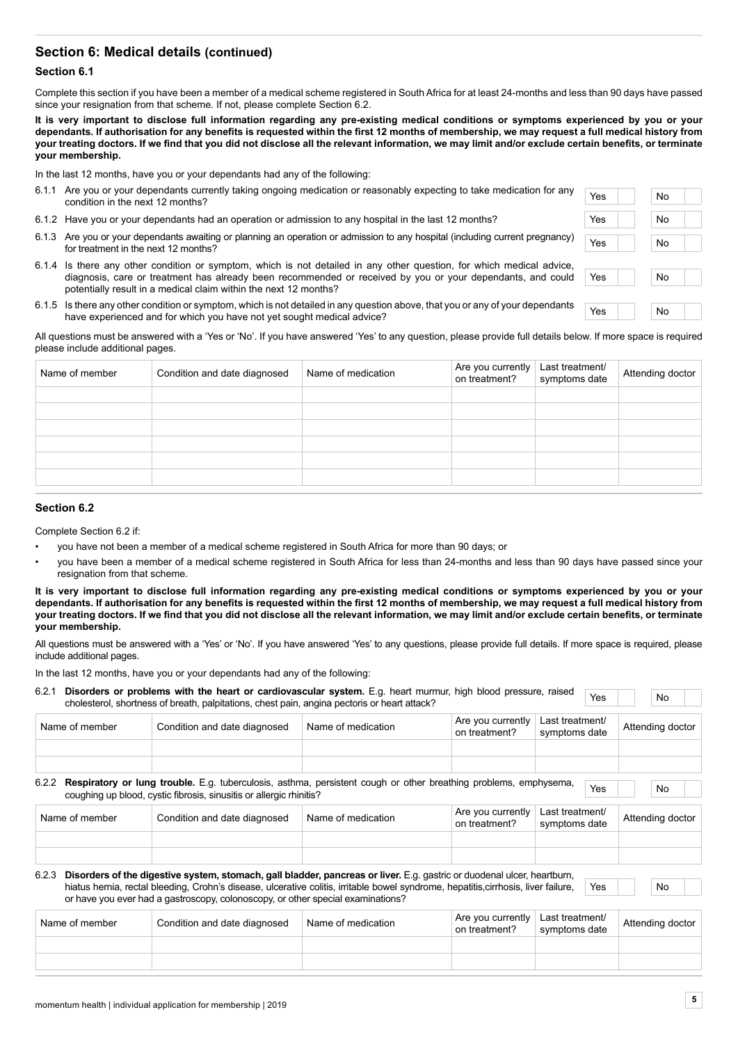## Section 6: Medical details (continued)

### Section 6.1

Complete this section if you have been a member of a medical scheme registered in South Africa for at least 24-months and less than 90 days have passed since your resignation from that scheme. If not, please complete Section 6.2.

**It is very important to disclose full information regarding any pre-existing medical conditions or symptoms experienced by you or your dependants. If authorisation for any benefits is requested within the first 12 months of membership, we may request a full medical history from your treating doctors. If we find that you did not disclose all the relevant information, we may limit and/or exclude certain benefits, or terminate your membership.**

In the last 12 months, have you or your dependants had any of the following:

| | | Yes | | No | |
|---|---|---|---|---|---|
| 6.1.1 | Are you or your dependants currently taking ongoing medication or reasonably expecting to take medication for any condition in the next 12 months? | Yes | | No | |
| 6.1.2 | Have you or your dependants had an operation or admission to any hospital in the last 12 months? | Yes | | No | |
| 6.1.3 | Are you or your dependants awaiting or planning an operation or admission to any hospital (including current pregnancy) for treatment in the next 12 months? | Yes | | No | |
| 6.1.4 | Is there any other condition or symptom, which is not detailed in any other question, for which medical advice, diagnosis, care or treatment has already been recommended or received by you or your dependants, and could potentially result in a medical claim within the next 12 months? | Yes | | No | |
| 6.1.5 | Is there any other condition or symptom, which is not detailed in any question above, that you or any of your dependants have experienced and for which you have not yet sought medical advice? | Yes | | No | |

All questions must be answered with a 'Yes or 'No'. If you have answered 'Yes' to any question, please provide full details below. If more space is required please include additional pages.

| Name of member | Condition and date diagnosed | Name of medication | Are you currently on treatment? | Last treatment/ symptoms date | Attending doctor |
|---|---|---|---|---|---|
| | | | | | |
| | | | | | |
| | | | | | |
| | | | | | |
| | | | | | |
| | | | | | |

### Section 6.2

Complete Section 6.2 if:

- you have not been a member of a medical scheme registered in South Africa for more than 90 days; or
- you have been a member of a medical scheme registered in South Africa for less than 24-months and less than 90 days have passed since your resignation from that scheme.

**It is very important to disclose full information regarding any pre-existing medical conditions or symptoms experienced by you or your dependants. If authorisation for any benefits is requested within the first 12 months of membership, we may request a full medical history from your treating doctors. If we find that you did not disclose all the relevant information, we may limit and/or exclude certain benefits, or terminate your membership.**

All questions must be answered with a 'Yes' or 'No'. If you have answered 'Yes' to any questions, please provide full details. If more space is required, please include additional pages.

In the last 12 months, have you or your dependants had any of the following:

6.2.1 **Disorders or problems with the heart or cardiovascular system.** E.g. heart murmur, high blood pressure, raised cholesterol, shortness of breath, palpitations, chest pain, angina pectoris or heart attack? Yes [ ] No [ ]

| Name of member | Condition and date diagnosed | Name of medication | Are you currently on treatment? | Last treatment/ symptoms date | Attending doctor |
|---|---|---|---|---|---|
| | | | | | |
| | | | | | |

6.2.2 **Respiratory or lung trouble.** E.g. tuberculosis, asthma, persistent cough or other breathing problems, emphysema, coughing up blood, cystic fibrosis, sinusitis or allergic rhinitis? Yes [ ] No [ ]

| Name of member | Condition and date diagnosed | Name of medication | Are you currently on treatment? | Last treatment/ symptoms date | Attending doctor |
|---|---|---|---|---|---|
| | | | | | |
| | | | | | |

6.2.3 **Disorders of the digestive system, stomach, gall bladder, pancreas or liver.** E.g. gastric or duodenal ulcer, heartburn, hiatus hernia, rectal bleeding, Crohn's disease, ulcerative colitis, irritable bowel syndrome, hepatitis,cirrhosis, liver failure, or have you ever had a gastroscopy, colonoscopy, or other special examinations? Yes [ ] No [ ]

| Name of member | Condition and date diagnosed | Name of medication | Are you currently on treatment? | Last treatment/ symptoms date | Attending doctor |
|---|---|---|---|---|---|
| | | | | | |
| | | | | | |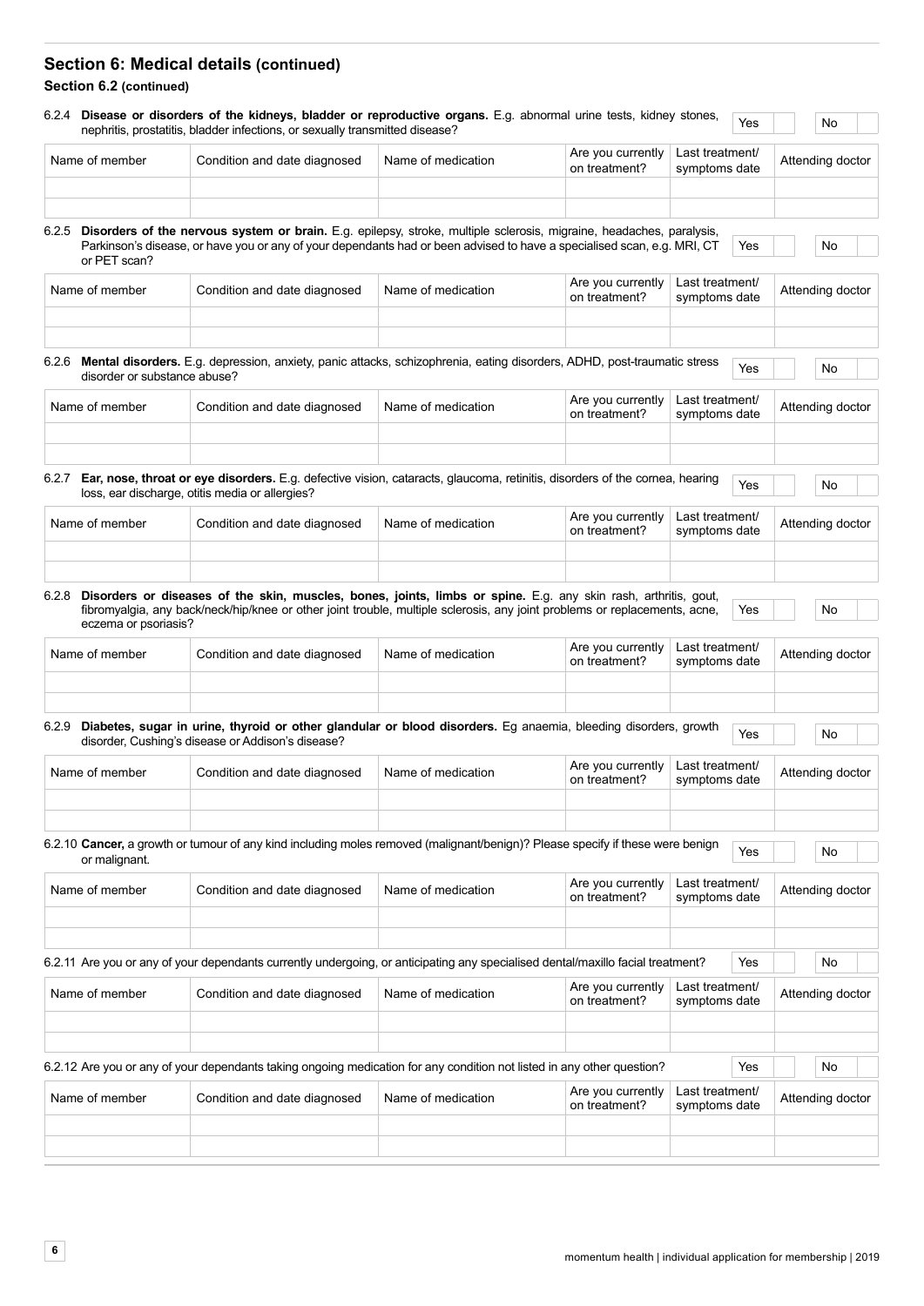## Section 6: Medical details (continued)

### Section 6.2 (continued)

6.2.4 **Disease or disorders of the kidneys, bladder or reproductive organs.** E.g. abnormal urine tests, kidney stones, nephritis, prostatitis, bladder infections, or sexually transmitted disease? Yes No

| Name of member | Condition and date diagnosed | Name of medication | Are you currently on treatment? | Last treatment/ symptoms date | Attending doctor |
|---|---|---|---|---|---|
| | | | | | |
| | | | | | |

6.2.5 **Disorders of the nervous system or brain.** E.g. epilepsy, stroke, multiple sclerosis, migraine, headaches, paralysis, Parkinson's disease, or have you or any of your dependants had or been advised to have a specialised scan, e.g. MRI, CT or PET scan? Yes No

| Name of member | Condition and date diagnosed | Name of medication | Are you currently on treatment? | Last treatment/ symptoms date | Attending doctor |
|---|---|---|---|---|---|
| | | | | | |
| | | | | | |

6.2.6 **Mental disorders.** E.g. depression, anxiety, panic attacks, schizophrenia, eating disorders, ADHD, post-traumatic stress disorder or substance abuse? Yes No

| Name of member | Condition and date diagnosed | Name of medication | Are you currently on treatment? | Last treatment/ symptoms date | Attending doctor |
|---|---|---|---|---|---|
| | | | | | |
| | | | | | |

6.2.7 **Ear, nose, throat or eye disorders.** E.g. defective vision, cataracts, glaucoma, retinitis, disorders of the cornea, hearing loss, ear discharge, otitis media or allergies? Yes No

| Name of member | Condition and date diagnosed | Name of medication | Are you currently on treatment? | Last treatment/ symptoms date | Attending doctor |
|---|---|---|---|---|---|
| | | | | | |
| | | | | | |

6.2.8 **Disorders or diseases of the skin, muscles, bones, joints, limbs or spine.** E.g. any skin rash, arthritis, gout, fibromyalgia, any back/neck/hip/knee or other joint trouble, multiple sclerosis, any joint problems or replacements, acne, eczema or psoriasis? Yes No

| Name of member | Condition and date diagnosed | Name of medication | Are you currently on treatment? | Last treatment/ symptoms date | Attending doctor |
|---|---|---|---|---|---|
| | | | | | |
| | | | | | |

6.2.9 **Diabetes, sugar in urine, thyroid or other glandular or blood disorders.** Eg anaemia, bleeding disorders, growth disorder, Cushing's disease or Addison's disease? Yes No

| Name of member | Condition and date diagnosed | Name of medication | Are you currently on treatment? | Last treatment/ symptoms date | Attending doctor |
|---|---|---|---|---|---|
| | | | | | |
| | | | | | |

6.2.10 **Cancer,** a growth or tumour of any kind including moles removed (malignant/benign)? Please specify if these were benign or malignant. Yes No

| Name of member | Condition and date diagnosed | Name of medication | Are you currently on treatment? | Last treatment/ symptoms date | Attending doctor |
|---|---|---|---|---|---|
| | | | | | |
| | | | | | |

6.2.11 Are you or any of your dependants currently undergoing, or anticipating any specialised dental/maxillo facial treatment? Yes No

| Name of member | Condition and date diagnosed | Name of medication | Are you currently on treatment? | Last treatment/ symptoms date | Attending doctor |
|---|---|---|---|---|---|
| | | | | | |
| | | | | | |

6.2.12 Are you or any of your dependants taking ongoing medication for any condition not listed in any other question? Yes No

| Name of member | Condition and date diagnosed | Name of medication | Are you currently on treatment? | Last treatment/ symptoms date | Attending doctor |
|---|---|---|---|---|---|
| | | | | | |
| | | | | | |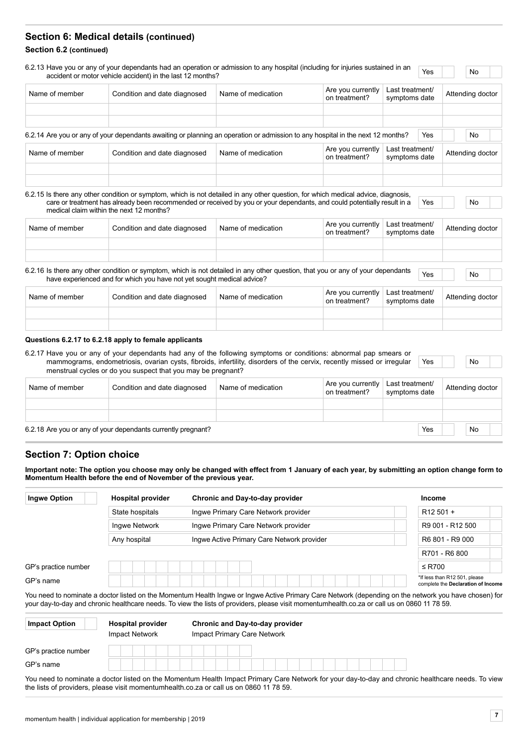## Section 6: Medical details (continued)

### Section 6.2 (continued)

6.2.13 Have you or any of your dependants had an operation or admission to any hospital (including for injuries sustained in an accident or motor vehicle accident) in the last 12 months? Yes | No

| Name of member | Condition and date diagnosed | Name of medication | Are you currently on treatment? | Last treatment/ symptoms date | Attending doctor |
|---|---|---|---|---|---|
| | | | | | |
| | | | | | |

6.2.14 Are you or any of your dependants awaiting or planning an operation or admission to any hospital in the next 12 months? Yes | No

| Name of member | Condition and date diagnosed | Name of medication | Are you currently on treatment? | Last treatment/ symptoms date | Attending doctor |
|---|---|---|---|---|---|
| | | | | | |
| | | | | | |

6.2.15 Is there any other condition or symptom, which is not detailed in any other question, for which medical advice, diagnosis, care or treatment has already been recommended or received by you or your dependants, and could potentially result in a medical claim within the next 12 months? Yes | No

| Name of member | Condition and date diagnosed | Name of medication | Are you currently on treatment? | Last treatment/ symptoms date | Attending doctor |
|---|---|---|---|---|---|
| | | | | | |
| | | | | | |

6.2.16 Is there any other condition or symptom, which is not detailed in any other question, that you or any of your dependants have experienced and for which you have not yet sought medical advice? Yes | No

| Name of member | Condition and date diagnosed | Name of medication | Are you currently on treatment? | Last treatment/ symptoms date | Attending doctor |
|---|---|---|---|---|---|
| | | | | | |
| | | | | | |

**Questions 6.2.17 to 6.2.18 apply to female applicants**

6.2.17 Have you or any of your dependants had any of the following symptoms or conditions: abnormal pap smears or mammograms, endometriosis, ovarian cysts, fibroids, infertility, disorders of the cervix, recently missed or irregular menstrual cycles or do you suspect that you may be pregnant? Yes | No

| Name of member | Condition and date diagnosed | Name of medication | Are you currently on treatment? | Last treatment/ symptoms date | Attending doctor |
|---|---|---|---|---|---|
| | | | | | |
| | | | | | |

6.2.18 Are you or any of your dependants currently pregnant? Yes | No

## Section 7: Option choice

**Important note: The option you choose may only be changed with effect from 1 January of each year, by submitting an option change form to Momentum Health before the end of November of the previous year.**

| **Ingwe Option** | **Hospital provider** | **Chronic and Day-to-day provider** | **Income** |
|---|---|---|---|
| | State hospitals | Ingwe Primary Care Network provider | R12 501 + |
| | Ingwe Network | Ingwe Primary Care Network provider | R9 001 - R12 500 |
| | Any hospital | Ingwe Active Primary Care Network provider | R6 801 - R9 000 |
| | | | R701 - R6 800 |
| GP's practice number | | | ≤ R700 |
| GP's name | | | *If less than R12 501, please complete the **Declaration of Income** |

You need to nominate a doctor listed on the Momentum Health Ingwe or Ingwe Active Primary Care Network (depending on the network you have chosen) for your day-to-day and chronic healthcare needs. To view the lists of providers, please visit momentumhealth.co.za or call us on 0860 11 78 59.

| **Impact Option** | **Hospital provider** | **Chronic and Day-to-day provider** |
|---|---|---|
| | Impact Network | Impact Primary Care Network |
| GP's practice number | | |
| GP's name | | |

You need to nominate a doctor listed on the Momentum Health Impact Primary Care Network for your day-to-day and chronic healthcare needs. To view the lists of providers, please visit momentumhealth.co.za or call us on 0860 11 78 59.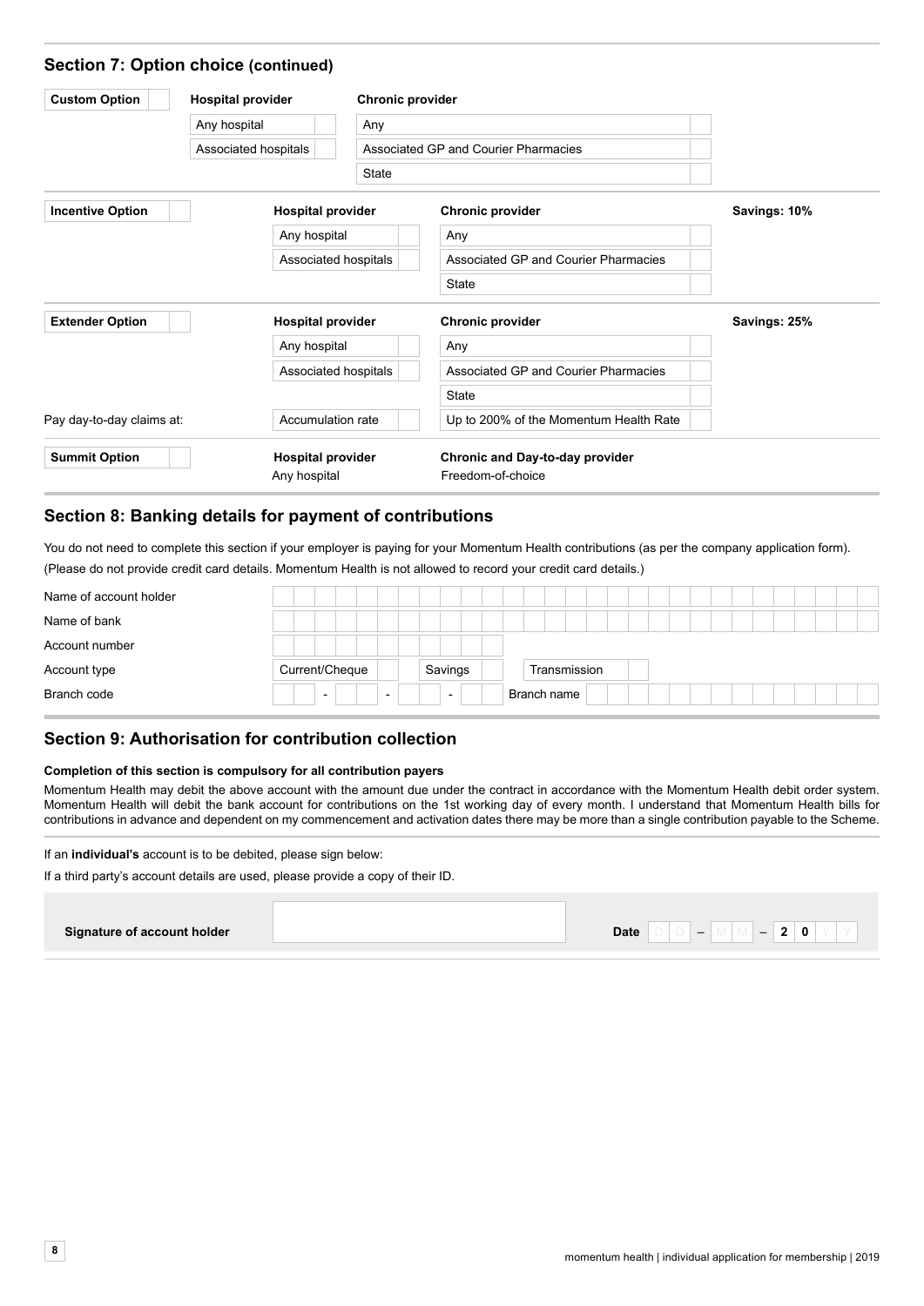## Section 7: Option choice (continued)

| Option | Hospital provider | Chronic provider | Savings |
|---|---|---|---|
| **Custom Option** | Any hospital | Any | |
| | Associated hospitals | Associated GP and Courier Pharmacies | |
| | | State | |
| **Incentive Option** | Any hospital | Any | Savings: 10% |
| | Associated hospitals | Associated GP and Courier Pharmacies | |
| | | State | |
| **Extender Option** | Any hospital | Any | Savings: 25% |
| | Associated hospitals | Associated GP and Courier Pharmacies | |
| | | State | |
| Pay day-to-day claims at: | Accumulation rate | Up to 200% of the Momentum Health Rate | |
| **Summit Option** | **Hospital provider** Any hospital | **Chronic and Day-to-day provider** Freedom-of-choice | |

## Section 8: Banking details for payment of contributions

You do not need to complete this section if your employer is paying for your Momentum Health contributions (as per the company application form).

(Please do not provide credit card details. Momentum Health is not allowed to record your credit card details.)

| | |
|---|---|
| Name of account holder | |
| Name of bank | |
| Account number | |
| Account type | Current/Cheque ☐ Savings ☐ Transmission ☐ |
| Branch code | \_ \_ - \_ \_ - \_ \_ - \_ \_ Branch name |

## Section 9: Authorisation for contribution collection

**Completion of this section is compulsory for all contribution payers**

Momentum Health may debit the above account with the amount due under the contract in accordance with the Momentum Health debit order system. Momentum Health will debit the bank account for contributions on the 1st working day of every month. I understand that Momentum Health bills for contributions in advance and dependent on my commencement and activation dates there may be more than a single contribution payable to the Scheme.

If an **individual's** account is to be debited, please sign below:

If a third party's account details are used, please provide a copy of their ID.

| **Signature of account holder** | | **Date** D D – M M – 2 0 Y Y |
|---|---|---|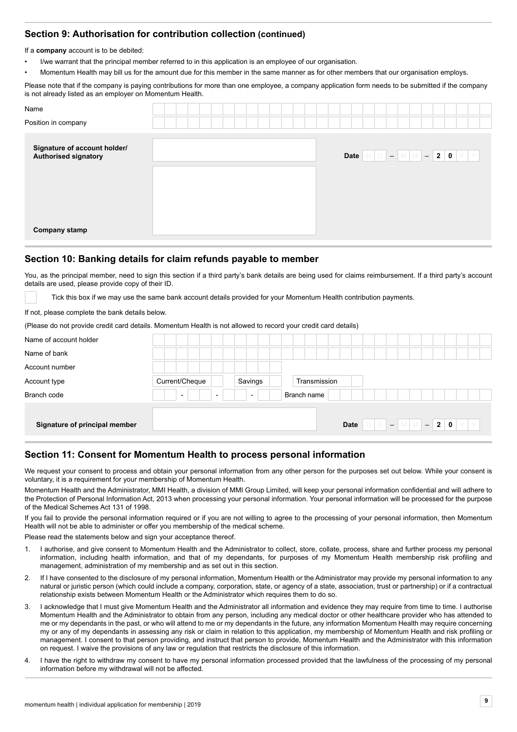## Section 9: Authorisation for contribution collection (continued)

If a **company** account is to be debited:

- I/we warrant that the principal member referred to in this application is an employee of our organisation.
- Momentum Health may bill us for the amount due for this member in the same manner as for other members that our organisation employs.

Please note that if the company is paying contributions for more than one employee, a company application form needs to be submitted if the company is not already listed as an employer on Momentum Health.

| | |
|---|---|
| Name | |
| Position in company | |

| | | |
|---|---|---|
| **Signature of account holder/ Authorised signatory** | | **Date** D D – M M – 2 0 Y Y |
| **Company stamp** | | |

## Section 10: Banking details for claim refunds payable to member

You, as the principal member, need to sign this section if a third party's bank details are being used for claims reimbursement. If a third party's account details are used, please provide copy of their ID.

☐ Tick this box if we may use the same bank account details provided for your Momentum Health contribution payments.

If not, please complete the bank details below.

(Please do not provide credit card details. Momentum Health is not allowed to record your credit card details)

| | |
|---|---|
| Name of account holder | |
| Name of bank | |
| Account number | |
| Account type | Current/Cheque ☐ Savings ☐ Transmission ☐ |
| Branch code | - - - Branch name |

| | | |
|---|---|---|
| **Signature of principal member** | | **Date** D D – M M – 2 0 Y Y |

## Section 11: Consent for Momentum Health to process personal information

We request your consent to process and obtain your personal information from any other person for the purposes set out below. While your consent is voluntary, it is a requirement for your membership of Momentum Health.

Momentum Health and the Administrator, MMI Health, a division of MMI Group Limited, will keep your personal information confidential and will adhere to the Protection of Personal Information Act, 2013 when processing your personal information. Your personal information will be processed for the purpose of the Medical Schemes Act 131 of 1998.

If you fail to provide the personal information required or if you are not willing to agree to the processing of your personal information, then Momentum Health will not be able to administer or offer you membership of the medical scheme.

Please read the statements below and sign your acceptance thereof.

1. I authorise, and give consent to Momentum Health and the Administrator to collect, store, collate, process, share and further process my personal information, including health information, and that of my dependants, for purposes of my Momentum Health membership risk profiling and management, administration of my membership and as set out in this section.
2. If I have consented to the disclosure of my personal information, Momentum Health or the Administrator may provide my personal information to any natural or juristic person (which could include a company, corporation, state, or agency of a state, association, trust or partnership) or if a contractual relationship exists between Momentum Health or the Administrator which requires them to do so.
3. I acknowledge that I must give Momentum Health and the Administrator all information and evidence they may require from time to time. I authorise Momentum Health and the Administrator to obtain from any person, including any medical doctor or other healthcare provider who has attended to me or my dependants in the past, or who will attend to me or my dependants in the future, any information Momentum Health may require concerning my or any of my dependants in assessing any risk or claim in relation to this application, my membership of Momentum Health and risk profiling or management. I consent to that person providing, and instruct that person to provide, Momentum Health and the Administrator with this information on request. I waive the provisions of any law or regulation that restricts the disclosure of this information.
4. I have the right to withdraw my consent to have my personal information processed provided that the lawfulness of the processing of my personal information before my withdrawal will not be affected.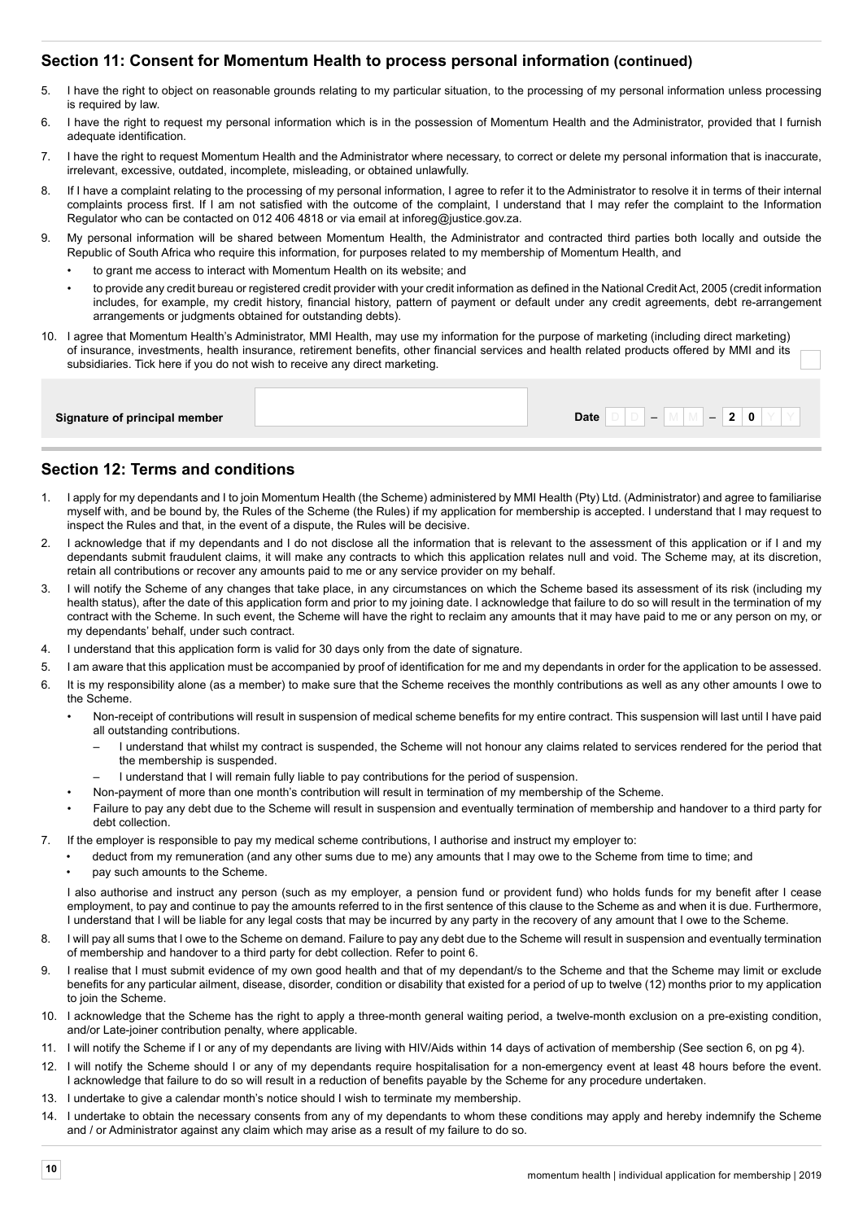## Section 11: Consent for Momentum Health to process personal information (continued)

5. I have the right to object on reasonable grounds relating to my particular situation, to the processing of my personal information unless processing is required by law.
6. I have the right to request my personal information which is in the possession of Momentum Health and the Administrator, provided that I furnish adequate identification.
7. I have the right to request Momentum Health and the Administrator where necessary, to correct or delete my personal information that is inaccurate, irrelevant, excessive, outdated, incomplete, misleading, or obtained unlawfully.
8. If I have a complaint relating to the processing of my personal information, I agree to refer it to the Administrator to resolve it in terms of their internal complaints process first. If I am not satisfied with the outcome of the complaint, I understand that I may refer the complaint to the Information Regulator who can be contacted on 012 406 4818 or via email at inforeg@justice.gov.za.
9. My personal information will be shared between Momentum Health, the Administrator and contracted third parties both locally and outside the Republic of South Africa who require this information, for purposes related to my membership of Momentum Health, and
   - to grant me access to interact with Momentum Health on its website; and
   - to provide any credit bureau or registered credit provider with your credit information as defined in the National Credit Act, 2005 (credit information includes, for example, my credit history, financial history, pattern of payment or default under any credit agreements, debt re-arrangement arrangements or judgments obtained for outstanding debts).
10. I agree that Momentum Health's Administrator, MMI Health, may use my information for the purpose of marketing (including direct marketing) of insurance, investments, health insurance, retirement benefits, other financial services and health related products offered by MMI and its subsidiaries. Tick here if you do not wish to receive any direct marketing. ☐

| Signature of principal member | | Date | D D – M M – 2 0 Y Y |
|---|---|---|---|

## Section 12: Terms and conditions

1. I apply for my dependants and I to join Momentum Health (the Scheme) administered by MMI Health (Pty) Ltd. (Administrator) and agree to familiarise myself with, and be bound by, the Rules of the Scheme (the Rules) if my application for membership is accepted. I understand that I may request to inspect the Rules and that, in the event of a dispute, the Rules will be decisive.
2. I acknowledge that if my dependants and I do not disclose all the information that is relevant to the assessment of this application or if I and my dependants submit fraudulent claims, it will make any contracts to which this application relates null and void. The Scheme may, at its discretion, retain all contributions or recover any amounts paid to me or any service provider on my behalf.
3. I will notify the Scheme of any changes that take place, in any circumstances on which the Scheme based its assessment of its risk (including my health status), after the date of this application form and prior to my joining date. I acknowledge that failure to do so will result in the termination of my contract with the Scheme. In such event, the Scheme will have the right to reclaim any amounts that it may have paid to me or any person on my, or my dependants' behalf, under such contract.
4. I understand that this application form is valid for 30 days only from the date of signature.
5. I am aware that this application must be accompanied by proof of identification for me and my dependants in order for the application to be assessed.
6. It is my responsibility alone (as a member) to make sure that the Scheme receives the monthly contributions as well as any other amounts I owe to the Scheme.
   - Non-receipt of contributions will result in suspension of medical scheme benefits for my entire contract. This suspension will last until I have paid all outstanding contributions.
     - I understand that whilst my contract is suspended, the Scheme will not honour any claims related to services rendered for the period that the membership is suspended.
     - I understand that I will remain fully liable to pay contributions for the period of suspension.
   - Non-payment of more than one month's contribution will result in termination of my membership of the Scheme.
   - Failure to pay any debt due to the Scheme will result in suspension and eventually termination of membership and handover to a third party for debt collection.
7. If the employer is responsible to pay my medical scheme contributions, I authorise and instruct my employer to:
   - deduct from my remuneration (and any other sums due to me) any amounts that I may owe to the Scheme from time to time; and
   - pay such amounts to the Scheme.

   I also authorise and instruct any person (such as my employer, a pension fund or provident fund) who holds funds for my benefit after I cease employment, to pay and continue to pay the amounts referred to in the first sentence of this clause to the Scheme as and when it is due. Furthermore, I understand that I will be liable for any legal costs that may be incurred by any party in the recovery of any amount that I owe to the Scheme.
8. I will pay all sums that I owe to the Scheme on demand. Failure to pay any debt due to the Scheme will result in suspension and eventually termination of membership and handover to a third party for debt collection. Refer to point 6.
9. I realise that I must submit evidence of my own good health and that of my dependant/s to the Scheme and that the Scheme may limit or exclude benefits for any particular ailment, disease, disorder, condition or disability that existed for a period of up to twelve (12) months prior to my application to join the Scheme.
10. I acknowledge that the Scheme has the right to apply a three-month general waiting period, a twelve-month exclusion on a pre-existing condition, and/or Late-joiner contribution penalty, where applicable.
11. I will notify the Scheme if I or any of my dependants are living with HIV/Aids within 14 days of activation of membership (See section 6, on pg 4).
12. I will notify the Scheme should I or any of my dependants require hospitalisation for a non-emergency event at least 48 hours before the event. I acknowledge that failure to do so will result in a reduction of benefits payable by the Scheme for any procedure undertaken.
13. I undertake to give a calendar month's notice should I wish to terminate my membership.
14. I undertake to obtain the necessary consents from any of my dependants to whom these conditions may apply and hereby indemnify the Scheme and / or Administrator against any claim which may arise as a result of my failure to do so.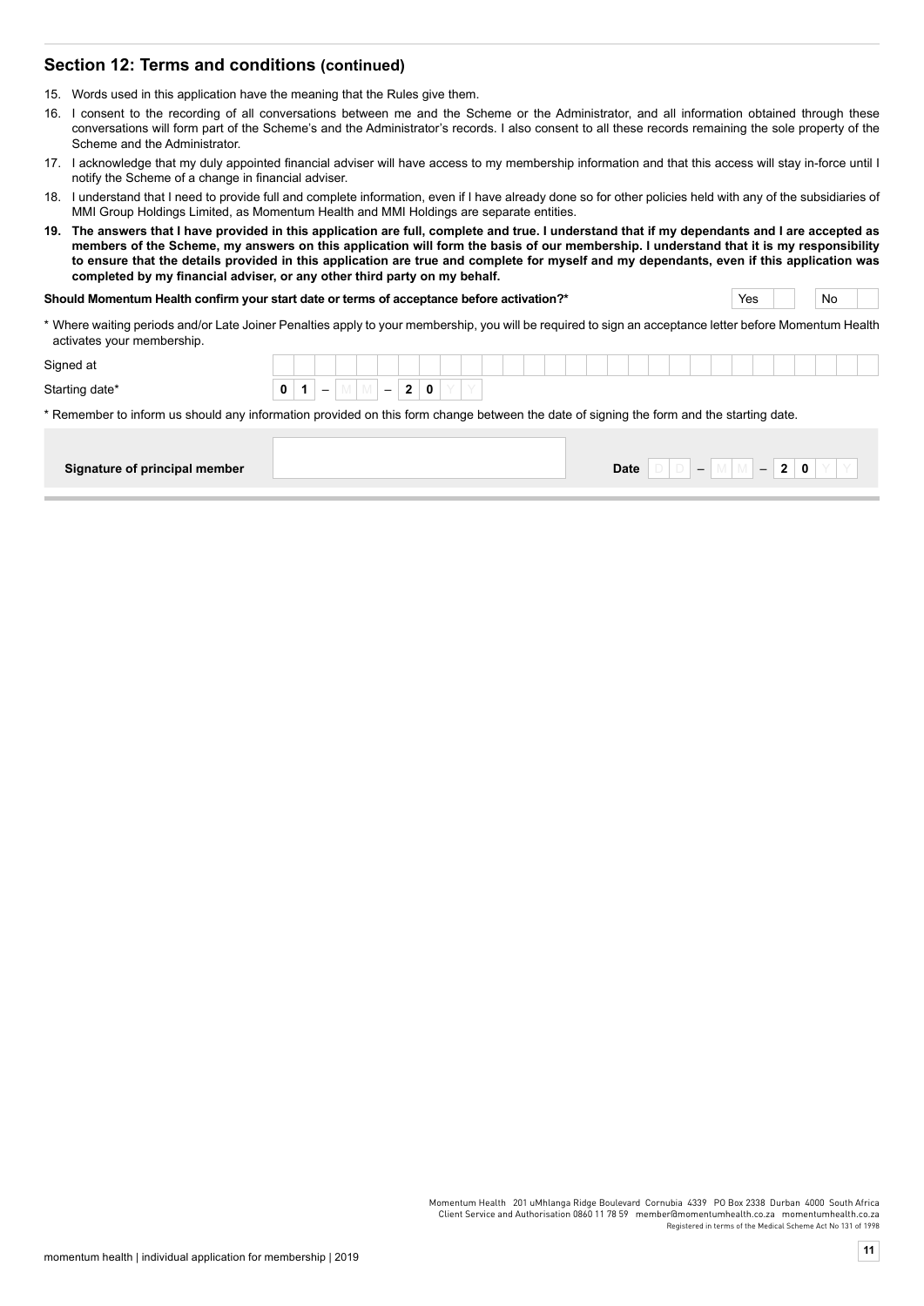## Section 12: Terms and conditions (continued)

15. Words used in this application have the meaning that the Rules give them.
16. I consent to the recording of all conversations between me and the Scheme or the Administrator, and all information obtained through these conversations will form part of the Scheme's and the Administrator's records. I also consent to all these records remaining the sole property of the Scheme and the Administrator.
17. I acknowledge that my duly appointed financial adviser will have access to my membership information and that this access will stay in-force until I notify the Scheme of a change in financial adviser.
18. I understand that I need to provide full and complete information, even if I have already done so for other policies held with any of the subsidiaries of MMI Group Holdings Limited, as Momentum Health and MMI Holdings are separate entities.
19. **The answers that I have provided in this application are full, complete and true. I understand that if my dependants and I are accepted as members of the Scheme, my answers on this application will form the basis of our membership. I understand that it is my responsibility to ensure that the details provided in this application are true and complete for myself and my dependants, even if this application was completed by my financial adviser, or any other third party on my behalf.**

**Should Momentum Health confirm your start date or terms of acceptance before activation?*** Yes ☐ No ☐

* Where waiting periods and/or Late Joiner Penalties apply to your membership, you will be required to sign an acceptance letter before Momentum Health activates your membership.

Signed at ______________________________

Starting date* 0 1 – M M – 2 0 Y Y

* Remember to inform us should any information provided on this form change between the date of signing the form and the starting date.

**Signature of principal member** ______________________________ **Date** D D – M M – 2 0 Y Y

Momentum Health 201 uMhlanga Ridge Boulevard Cornubia 4339 PO Box 2338 Durban 4000 South Africa
Client Service and Authorisation 0860 11 78 59 member@momentumhealth.co.za momentumhealth.co.za
Registered in terms of the Medical Scheme Act No 131 of 1998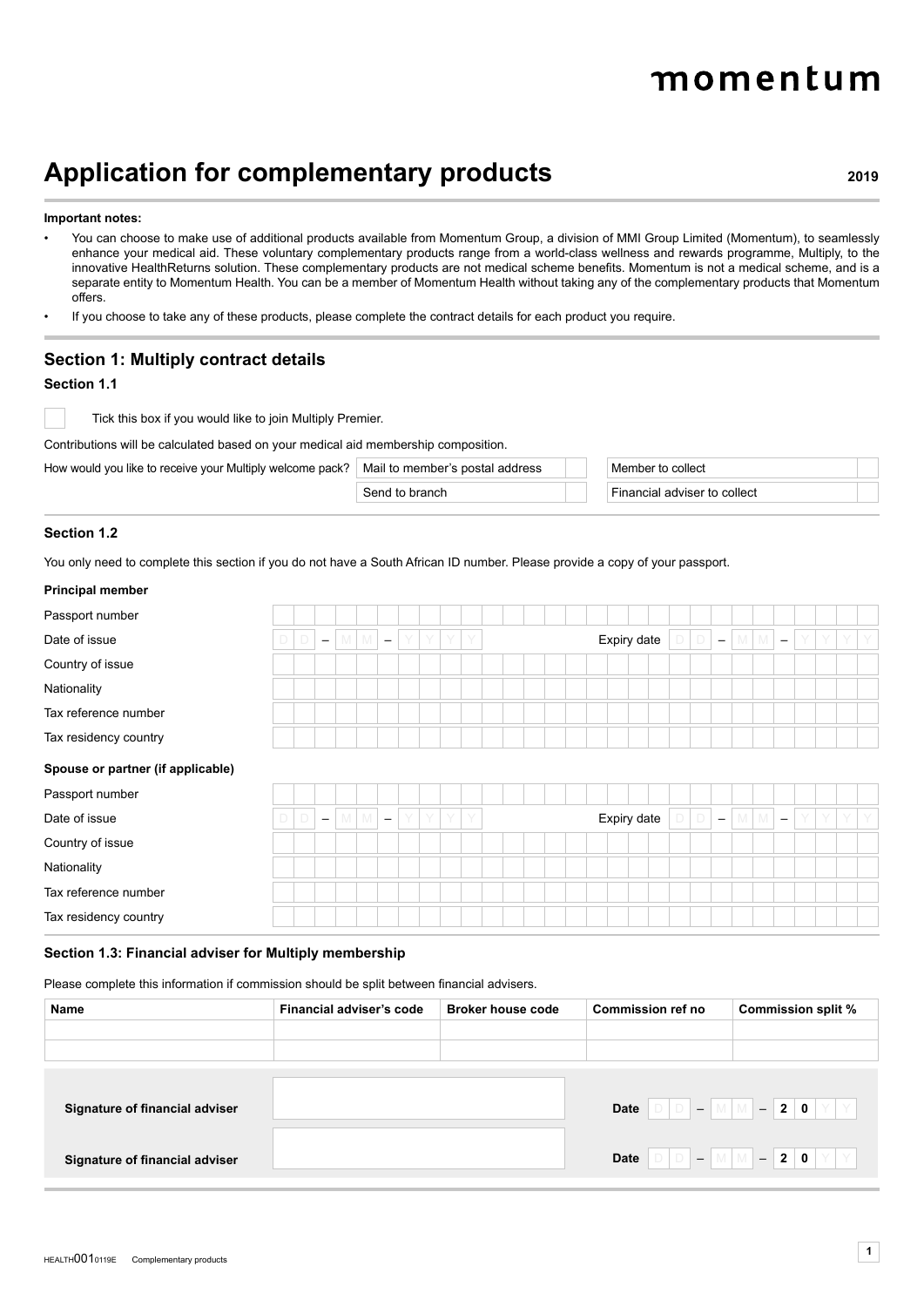momentum

# Application for complementary products

2019

**Important notes:**

- You can choose to make use of additional products available from Momentum Group, a division of MMI Group Limited (Momentum), to seamlessly enhance your medical aid. These voluntary complementary products range from a world-class wellness and rewards programme, Multiply, to the innovative HealthReturns solution. These complementary products are not medical scheme benefits. Momentum is not a medical scheme, and is a separate entity to Momentum Health. You can be a member of Momentum Health without taking any of the complementary products that Momentum offers.
- If you choose to take any of these products, please complete the contract details for each product you require.

## Section 1: Multiply contract details

### Section 1.1

☐ Tick this box if you would like to join Multiply Premier.

Contributions will be calculated based on your medical aid membership composition.

How would you like to receive your Multiply welcome pack?

| | | | |
|---|---|---|---|
| Mail to member's postal address | ☐ | Member to collect | ☐ |
| Send to branch | ☐ | Financial adviser to collect | ☐ |

### Section 1.2

You only need to complete this section if you do not have a South African ID number. Please provide a copy of your passport.

**Principal member**

| | | | |
|---|---|---|---|
| Passport number | | | |
| Date of issue | DD – MM – YYYY | Expiry date | DD – MM – YYYY |
| Country of issue | | | |
| Nationality | | | |
| Tax reference number | | | |
| Tax residency country | | | |

**Spouse or partner (if applicable)**

| | | | |
|---|---|---|---|
| Passport number | | | |
| Date of issue | DD – MM – YYYY | Expiry date | DD – MM – YYYY |
| Country of issue | | | |
| Nationality | | | |
| Tax reference number | | | |
| Tax residency country | | | |

### Section 1.3: Financial adviser for Multiply membership

Please complete this information if commission should be split between financial advisers.

| Name | Financial adviser's code | Broker house code | Commission ref no | Commission split % |
|---|---|---|---|---|
| | | | | |
| | | | | |

| | | | |
|---|---|---|---|
| **Signature of financial adviser** | | **Date** | DD – MM – 20YY |
| **Signature of financial adviser** | | **Date** | DD – MM – 20YY |

HEALTH0010119E Complementary products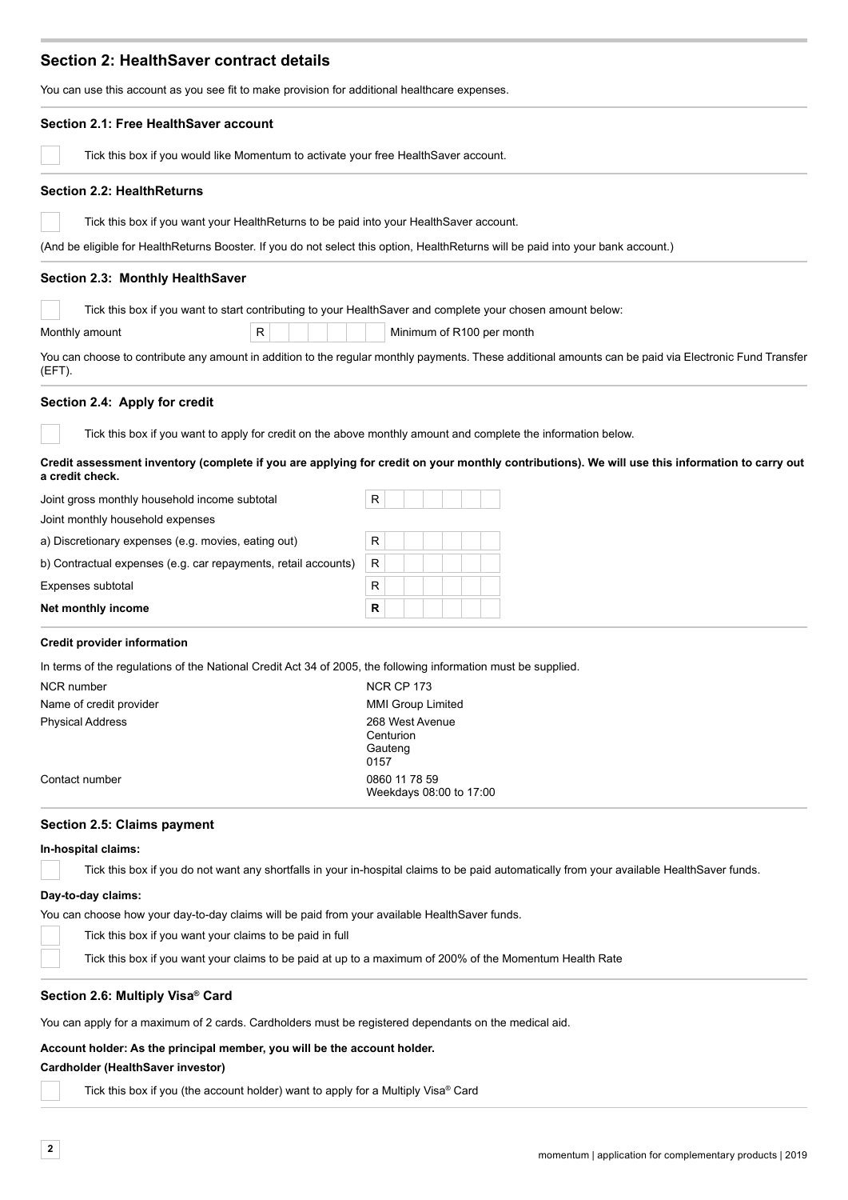## Section 2: HealthSaver contract details

You can use this account as you see fit to make provision for additional healthcare expenses.

### Section 2.1: Free HealthSaver account

☐ Tick this box if you would like Momentum to activate your free HealthSaver account.

### Section 2.2: HealthReturns

☐ Tick this box if you want your HealthReturns to be paid into your HealthSaver account.

(And be eligible for HealthReturns Booster. If you do not select this option, HealthReturns will be paid into your bank account.)

### Section 2.3: Monthly HealthSaver

☐ Tick this box if you want to start contributing to your HealthSaver and complete your chosen amount below:

Monthly amount R \_\_\_\_\_\_ Minimum of R100 per month

You can choose to contribute any amount in addition to the regular monthly payments. These additional amounts can be paid via Electronic Fund Transfer (EFT).

### Section 2.4: Apply for credit

☐ Tick this box if you want to apply for credit on the above monthly amount and complete the information below.

**Credit assessment inventory (complete if you are applying for credit on your monthly contributions). We will use this information to carry out a credit check.**

| | |
|---|---|
| Joint gross monthly household income subtotal | R |
| Joint monthly household expenses | |
| a) Discretionary expenses (e.g. movies, eating out) | R |
| b) Contractual expenses (e.g. car repayments, retail accounts) | R |
| Expenses subtotal | R |
| **Net monthly income** | **R** |

**Credit provider information**

In terms of the regulations of the National Credit Act 34 of 2005, the following information must be supplied.

| | |
|---|---|
| NCR number | NCR CP 173 |
| Name of credit provider | MMI Group Limited |
| Physical Address | 268 West Avenue<br>Centurion<br>Gauteng<br>0157 |
| Contact number | 0860 11 78 59<br>Weekdays 08:00 to 17:00 |

### Section 2.5: Claims payment

**In-hospital claims:**

☐ Tick this box if you do not want any shortfalls in your in-hospital claims to be paid automatically from your available HealthSaver funds.

**Day-to-day claims:**

You can choose how your day-to-day claims will be paid from your available HealthSaver funds.

☐ Tick this box if you want your claims to be paid in full

☐ Tick this box if you want your claims to be paid at up to a maximum of 200% of the Momentum Health Rate

### Section 2.6: Multiply Visa® Card

You can apply for a maximum of 2 cards. Cardholders must be registered dependants on the medical aid.

**Account holder: As the principal member, you will be the account holder.**

**Cardholder (HealthSaver investor)**

☐ Tick this box if you (the account holder) want to apply for a Multiply Visa® Card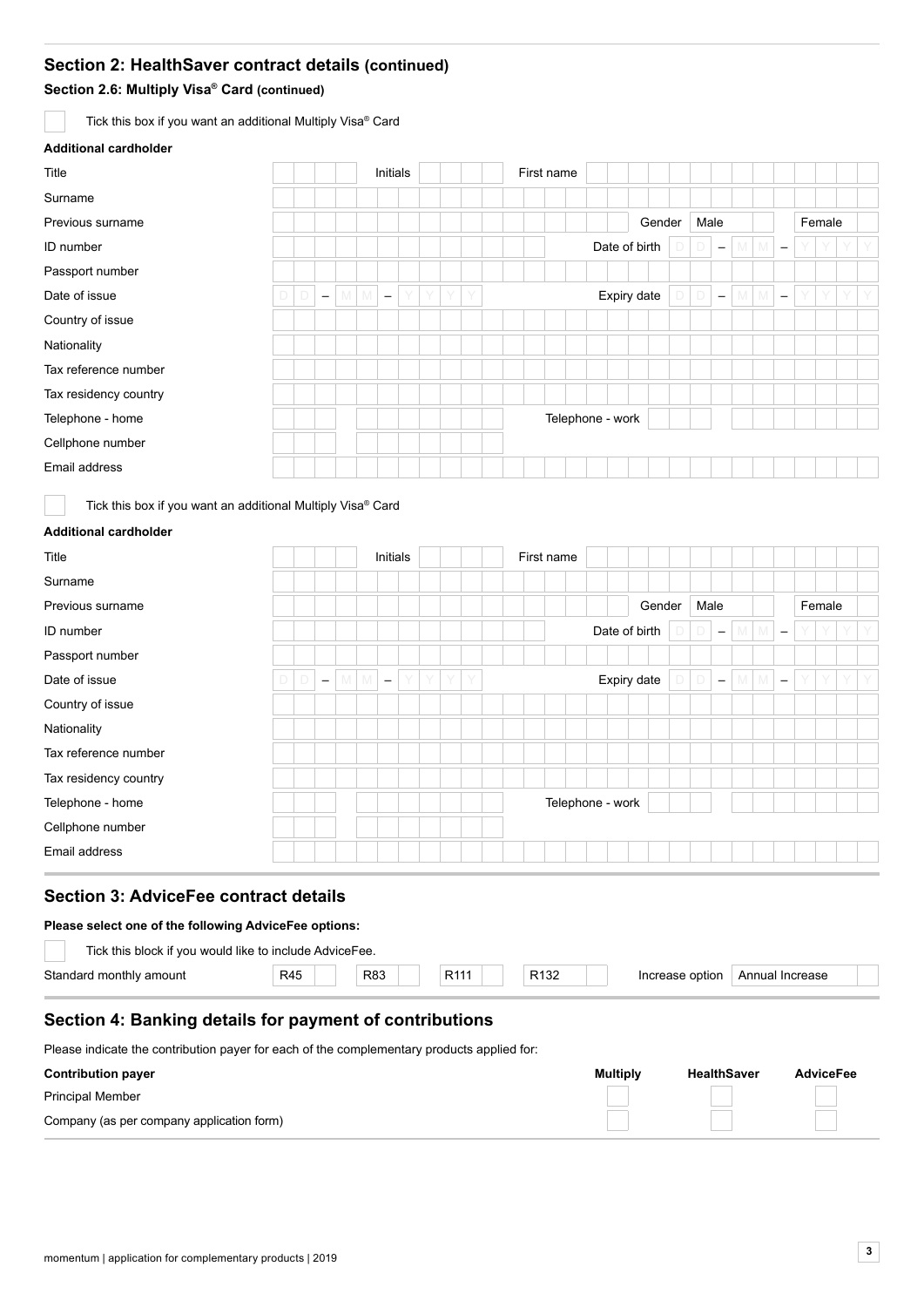## Section 2: HealthSaver contract details (continued)

### Section 2.6: Multiply Visa® Card (continued)

☐ Tick this box if you want an additional Multiply Visa® Card

**Additional cardholder**

| | | | |
|---|---|---|---|
| Title | | Initials | |
| First name | | | |
| Surname | | | |
| Previous surname | | Gender | Male ☐ Female ☐ |
| ID number | | Date of birth | DD – MM – YYYY |
| Passport number | | | |
| Date of issue | DD – MM – YYYY | Expiry date | DD – MM – YYYY |
| Country of issue | | | |
| Nationality | | | |
| Tax reference number | | | |
| Tax residency country | | | |
| Telephone - home | | Telephone - work | |
| Cellphone number | | | |
| Email address | | | |

☐ Tick this box if you want an additional Multiply Visa® Card

**Additional cardholder**

| | | | |
|---|---|---|---|
| Title | | Initials | |
| First name | | | |
| Surname | | | |
| Previous surname | | Gender | Male ☐ Female ☐ |
| ID number | | Date of birth | DD – MM – YYYY |
| Passport number | | | |
| Date of issue | DD – MM – YYYY | Expiry date | DD – MM – YYYY |
| Country of issue | | | |
| Nationality | | | |
| Tax reference number | | | |
| Tax residency country | | | |
| Telephone - home | | Telephone - work | |
| Cellphone number | | | |
| Email address | | | |

## Section 3: AdviceFee contract details

**Please select one of the following AdviceFee options:**

☐ Tick this block if you would like to include AdviceFee.

| Standard monthly amount | R45 ☐ | R83 ☐ | R111 ☐ | R132 ☐ | Increase option | Annual Increase ☐ |
|---|---|---|---|---|---|---|

## Section 4: Banking details for payment of contributions

Please indicate the contribution payer for each of the complementary products applied for:

| Contribution payer | Multiply | HealthSaver | AdviceFee |
|---|---|---|---|
| Principal Member | ☐ | ☐ | ☐ |
| Company (as per company application form) | ☐ | ☐ | ☐ |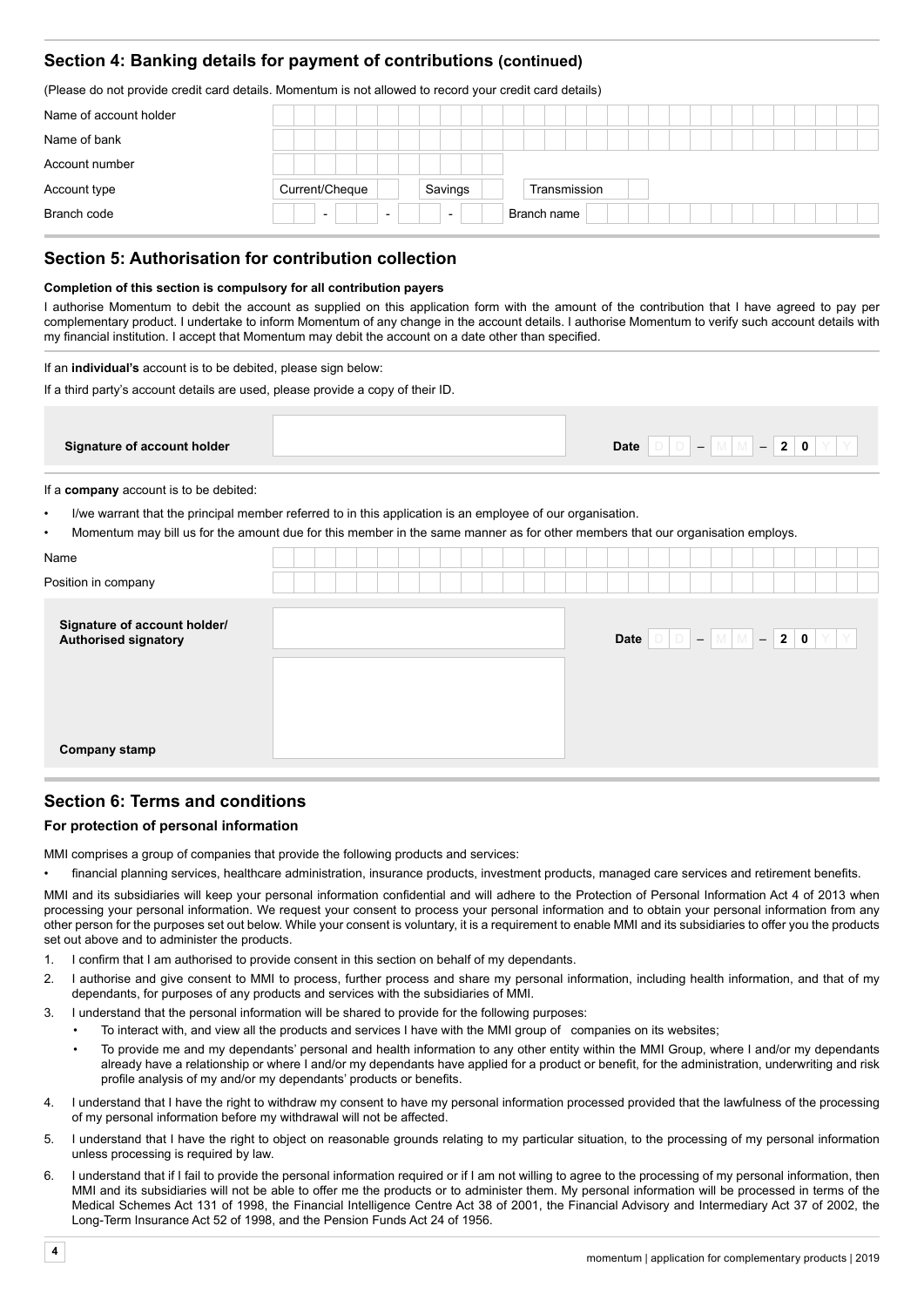## Section 4: Banking details for payment of contributions (continued)

(Please do not provide credit card details. Momentum is not allowed to record your credit card details)

| | |
|---|---|
| Name of account holder | |
| Name of bank | |
| Account number | |
| Account type | Current/Cheque ☐ Savings ☐ Transmission ☐ |
| Branch code | - - - Branch name |

## Section 5: Authorisation for contribution collection

**Completion of this section is compulsory for all contribution payers**

I authorise Momentum to debit the account as supplied on this application form with the amount of the contribution that I have agreed to pay per complementary product. I undertake to inform Momentum of any change in the account details. I authorise Momentum to verify such account details with my financial institution. I accept that Momentum may debit the account on a date other than specified.

If an **individual's** account is to be debited, please sign below:

If a third party's account details are used, please provide a copy of their ID.

| | | |
|---|---|---|
| **Signature of account holder** | | **Date** DD – MM – 20YY |

If a **company** account is to be debited:

- I/we warrant that the principal member referred to in this application is an employee of our organisation.
- Momentum may bill us for the amount due for this member in the same manner as for other members that our organisation employs.

| | |
|---|---|
| Name | |
| Position in company | |

| | | |
|---|---|---|
| **Signature of account holder/ Authorised signatory** | | **Date** DD – MM – 20YY |
| **Company stamp** | | |

## Section 6: Terms and conditions

### For protection of personal information

MMI comprises a group of companies that provide the following products and services:

- financial planning services, healthcare administration, insurance products, investment products, managed care services and retirement benefits.

MMI and its subsidiaries will keep your personal information confidential and will adhere to the Protection of Personal Information Act 4 of 2013 when processing your personal information. We request your consent to process your personal information and to obtain your personal information from any other person for the purposes set out below. While your consent is voluntary, it is a requirement to enable MMI and its subsidiaries to offer you the products set out above and to administer the products.

1. I confirm that I am authorised to provide consent in this section on behalf of my dependants.
2. I authorise and give consent to MMI to process, further process and share my personal information, including health information, and that of my dependants, for purposes of any products and services with the subsidiaries of MMI.
3. I understand that the personal information will be shared to provide for the following purposes:
   - To interact with, and view all the products and services I have with the MMI group of companies on its websites;
   - To provide me and my dependants' personal and health information to any other entity within the MMI Group, where I and/or my dependants already have a relationship or where I and/or my dependants have applied for a product or benefit, for the administration, underwriting and risk profile analysis of my and/or my dependants' products or benefits.
4. I understand that I have the right to withdraw my consent to have my personal information processed provided that the lawfulness of the processing of my personal information before my withdrawal will not be affected.
5. I understand that I have the right to object on reasonable grounds relating to my particular situation, to the processing of my personal information unless processing is required by law.
6. I understand that if I fail to provide the personal information required or if I am not willing to agree to the processing of my personal information, then MMI and its subsidiaries will not be able to offer me the products or to administer them. My personal information will be processed in terms of the Medical Schemes Act 131 of 1998, the Financial Intelligence Centre Act 38 of 2001, the Financial Advisory and Intermediary Act 37 of 2002, the Long-Term Insurance Act 52 of 1998, and the Pension Funds Act 24 of 1956.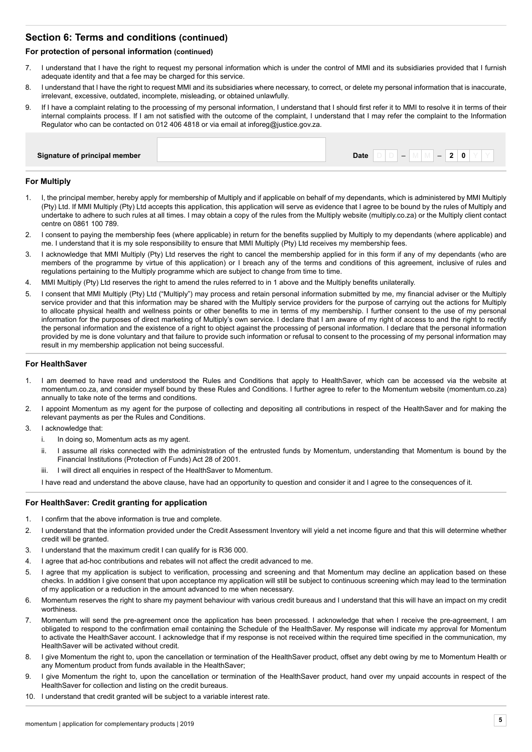## Section 6: Terms and conditions (continued)

### For protection of personal information (continued)

7. I understand that I have the right to request my personal information which is under the control of MMI and its subsidiaries provided that I furnish adequate identity and that a fee may be charged for this service.
8. I understand that I have the right to request MMI and its subsidiaries where necessary, to correct, or delete my personal information that is inaccurate, irrelevant, excessive, outdated, incomplete, misleading, or obtained unlawfully.
9. If I have a complaint relating to the processing of my personal information, I understand that I should first refer it to MMI to resolve it in terms of their internal complaints process. If I am not satisfied with the outcome of the complaint, I understand that I may refer the complaint to the Information Regulator who can be contacted on 012 406 4818 or via email at inforeg@justice.gov.za.

| Signature of principal member | | Date | D D – M M – 2 0 Y Y |
|---|---|---|---|

### For Multiply

1. I, the principal member, hereby apply for membership of Multiply and if applicable on behalf of my dependants, which is administered by MMI Multiply (Pty) Ltd. If MMI Multiply (Pty) Ltd accepts this application, this application will serve as evidence that I agree to be bound by the rules of Multiply and undertake to adhere to such rules at all times. I may obtain a copy of the rules from the Multiply website (multiply.co.za) or the Multiply client contact centre on 0861 100 789.
2. I consent to paying the membership fees (where applicable) in return for the benefits supplied by Multiply to my dependants (where applicable) and me. I understand that it is my sole responsibility to ensure that MMI Multiply (Pty) Ltd receives my membership fees.
3. I acknowledge that MMI Multiply (Pty) Ltd reserves the right to cancel the membership applied for in this form if any of my dependants (who are members of the programme by virtue of this application) or I breach any of the terms and conditions of this agreement, inclusive of rules and regulations pertaining to the Multiply programme which are subject to change from time to time.
4. MMI Multiply (Pty) Ltd reserves the right to amend the rules referred to in 1 above and the Multiply benefits unilaterally.
5. I consent that MMI Multiply (Pty) Ltd ("Multiply") may process and retain personal information submitted by me, my financial adviser or the Multiply service provider and that this information may be shared with the Multiply service providers for the purpose of carrying out the actions for Multiply to allocate physical health and wellness points or other benefits to me in terms of my membership. I further consent to the use of my personal information for the purposes of direct marketing of Multiply's own service. I declare that I am aware of my right of access to and the right to rectify the personal information and the existence of a right to object against the processing of personal information. I declare that the personal information provided by me is done voluntary and that failure to provide such information or refusal to consent to the processing of my personal information may result in my membership application not being successful.

### For HealthSaver

1. I am deemed to have read and understood the Rules and Conditions that apply to HealthSaver, which can be accessed via the website at momentum.co.za, and consider myself bound by these Rules and Conditions. I further agree to refer to the Momentum website (momentum.co.za) annually to take note of the terms and conditions.
2. I appoint Momentum as my agent for the purpose of collecting and depositing all contributions in respect of the HealthSaver and for making the relevant payments as per the Rules and Conditions.
3. I acknowledge that:
   i. In doing so, Momentum acts as my agent.
   ii. I assume all risks connected with the administration of the entrusted funds by Momentum, understanding that Momentum is bound by the Financial Institutions (Protection of Funds) Act 28 of 2001.
   iii. I will direct all enquiries in respect of the HealthSaver to Momentum.

   I have read and understand the above clause, have had an opportunity to question and consider it and I agree to the consequences of it.

### For HealthSaver: Credit granting for application

1. I confirm that the above information is true and complete.
2. I understand that the information provided under the Credit Assessment Inventory will yield a net income figure and that this will determine whether credit will be granted.
3. I understand that the maximum credit I can qualify for is R36 000.
4. I agree that ad-hoc contributions and rebates will not affect the credit advanced to me.
5. I agree that my application is subject to verification, processing and screening and that Momentum may decline an application based on these checks. In addition I give consent that upon acceptance my application will still be subject to continuous screening which may lead to the termination of my application or a reduction in the amount advanced to me when necessary.
6. Momentum reserves the right to share my payment behaviour with various credit bureaus and I understand that this will have an impact on my credit worthiness.
7. Momentum will send the pre-agreement once the application has been processed. I acknowledge that when I receive the pre-agreement, I am obligated to respond to the confirmation email containing the Schedule of the HealthSaver. My response will indicate my approval for Momentum to activate the HealthSaver account. I acknowledge that if my response is not received within the required time specified in the communication, my HealthSaver will be activated without credit.
8. I give Momentum the right to, upon the cancellation or termination of the HealthSaver product, offset any debt owing by me to Momentum Health or any Momentum product from funds available in the HealthSaver;
9. I give Momentum the right to, upon the cancellation or termination of the HealthSaver product, hand over my unpaid accounts in respect of the HealthSaver for collection and listing on the credit bureaus.
10. I understand that credit granted will be subject to a variable interest rate.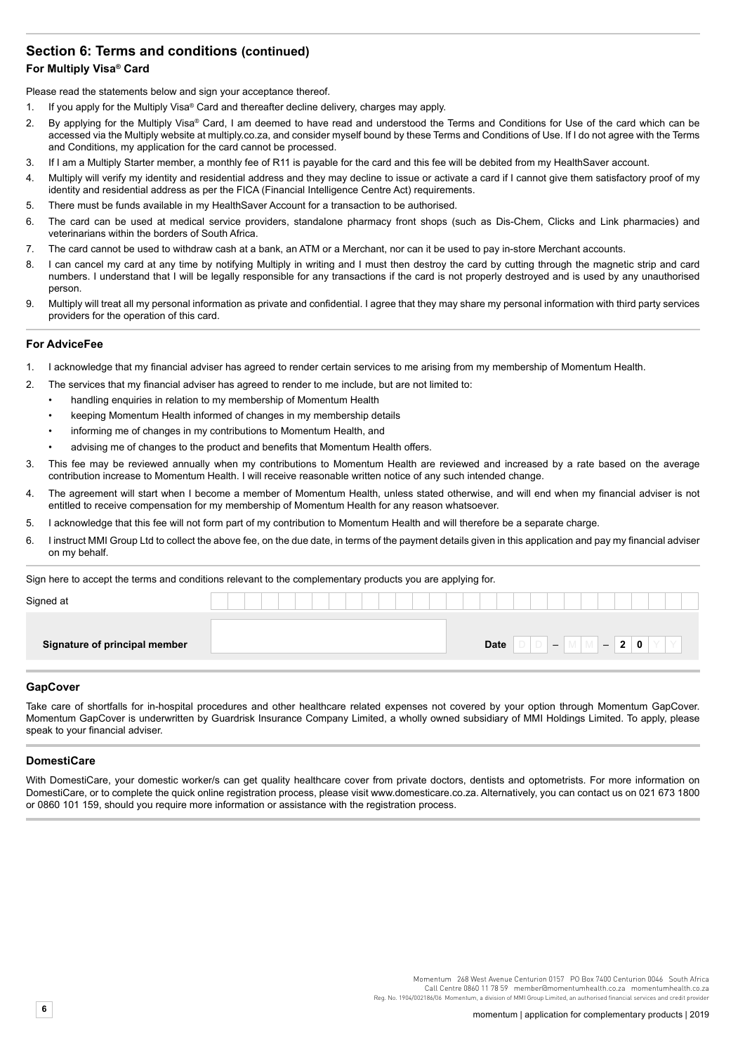## Section 6: Terms and conditions (continued)

### For Multiply Visa® Card

Please read the statements below and sign your acceptance thereof.

1. If you apply for the Multiply Visa® Card and thereafter decline delivery, charges may apply.
2. By applying for the Multiply Visa® Card, I am deemed to have read and understood the Terms and Conditions for Use of the card which can be accessed via the Multiply website at multiply.co.za, and consider myself bound by these Terms and Conditions of Use. If I do not agree with the Terms and Conditions, my application for the card cannot be processed.
3. If I am a Multiply Starter member, a monthly fee of R11 is payable for the card and this fee will be debited from my HealthSaver account.
4. Multiply will verify my identity and residential address and they may decline to issue or activate a card if I cannot give them satisfactory proof of my identity and residential address as per the FICA (Financial Intelligence Centre Act) requirements.
5. There must be funds available in my HealthSaver Account for a transaction to be authorised.
6. The card can be used at medical service providers, standalone pharmacy front shops (such as Dis-Chem, Clicks and Link pharmacies) and veterinarians within the borders of South Africa.
7. The card cannot be used to withdraw cash at a bank, an ATM or a Merchant, nor can it be used to pay in-store Merchant accounts.
8. I can cancel my card at any time by notifying Multiply in writing and I must then destroy the card by cutting through the magnetic strip and card numbers. I understand that I will be legally responsible for any transactions if the card is not properly destroyed and is used by any unauthorised person.
9. Multiply will treat all my personal information as private and confidential. I agree that they may share my personal information with third party services providers for the operation of this card.

### For AdviceFee

1. I acknowledge that my financial adviser has agreed to render certain services to me arising from my membership of Momentum Health.
2. The services that my financial adviser has agreed to render to me include, but are not limited to:
   - handling enquiries in relation to my membership of Momentum Health
   - keeping Momentum Health informed of changes in my membership details
   - informing me of changes in my contributions to Momentum Health, and
   - advising me of changes to the product and benefits that Momentum Health offers.
3. This fee may be reviewed annually when my contributions to Momentum Health are reviewed and increased by a rate based on the average contribution increase to Momentum Health. I will receive reasonable written notice of any such intended change.
4. The agreement will start when I become a member of Momentum Health, unless stated otherwise, and will end when my financial adviser is not entitled to receive compensation for my membership of Momentum Health for any reason whatsoever.
5. I acknowledge that this fee will not form part of my contribution to Momentum Health and will therefore be a separate charge.
6. I instruct MMI Group Ltd to collect the above fee, on the due date, in terms of the payment details given in this application and pay my financial adviser on my behalf.

Sign here to accept the terms and conditions relevant to the complementary products you are applying for.

| | | | |
|---|---|---|---|
| Signed at | | | |
| **Signature of principal member** | | **Date** | DD – MM – 20YY |

### GapCover

Take care of shortfalls for in-hospital procedures and other healthcare related expenses not covered by your option through Momentum GapCover. Momentum GapCover is underwritten by Guardrisk Insurance Company Limited, a wholly owned subsidiary of MMI Holdings Limited. To apply, please speak to your financial adviser.

### DomestiCare

With DomestiCare, your domestic worker/s can get quality healthcare cover from private doctors, dentists and optometrists. For more information on DomestiCare, or to complete the quick online registration process, please visit www.domesticare.co.za. Alternatively, you can contact us on 021 673 1800 or 0860 101 159, should you require more information or assistance with the registration process.

Momentum 268 West Avenue Centurion 0157 PO Box 7400 Centurion 0046 South Africa
Call Centre 0860 11 78 59 member@momentumhealth.co.za momentumhealth.co.za
Reg. No. 1904/002186/06 Momentum, a division of MMI Group Limited, an authorised financial services and credit provider